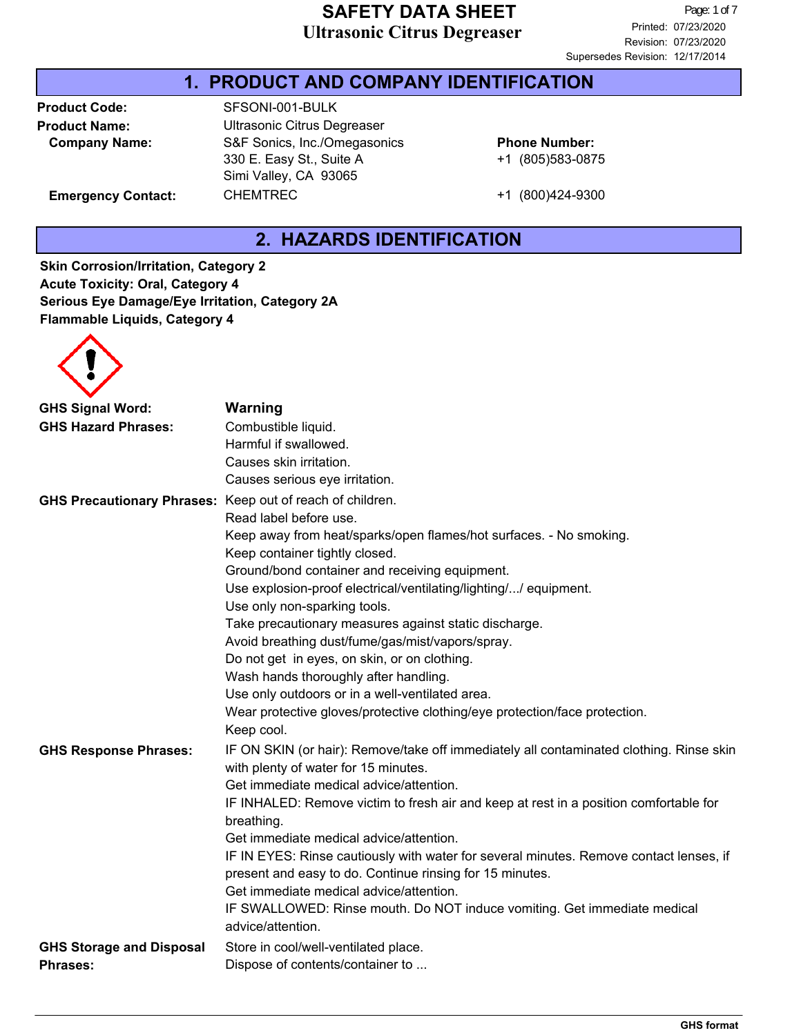# SAFETY DATA SHEET
## Ultrasonic Citrus Degreaser

Printed: 07/23/2020
Revision: 07/23/2020
Supersedes Revision: 12/17/2014

## 1. PRODUCT AND COMPANY IDENTIFICATION

| | | |
|---|---|---|
| **Product Code:** | SFSONI-001-BULK | |
| **Product Name:** | Ultrasonic Citrus Degreaser | |
| **Company Name:** | S&F Sonics, Inc./Omegasonics<br>330 E. Easy St., Suite A<br>Simi Valley, CA 93065 | **Phone Number:**<br>+1 (805)583-0875 |
| **Emergency Contact:** | CHEMTREC | +1 (800)424-9300 |

## 2. HAZARDS IDENTIFICATION

**Skin Corrosion/Irritation, Category 2**
**Acute Toxicity: Oral, Category 4**
**Serious Eye Damage/Eye Irritation, Category 2A**
**Flammable Liquids, Category 4**

**GHS Signal Word:** **Warning**

**GHS Hazard Phrases:**
Combustible liquid.
Harmful if swallowed.
Causes skin irritation.
Causes serious eye irritation.

**GHS Precautionary Phrases:**
Keep out of reach of children.
Read label before use.
Keep away from heat/sparks/open flames/hot surfaces. - No smoking.
Keep container tightly closed.
Ground/bond container and receiving equipment.
Use explosion-proof electrical/ventilating/lighting/.../ equipment.
Use only non-sparking tools.
Take precautionary measures against static discharge.
Avoid breathing dust/fume/gas/mist/vapors/spray.
Do not get in eyes, on skin, or on clothing.
Wash hands thoroughly after handling.
Use only outdoors or in a well-ventilated area.
Wear protective gloves/protective clothing/eye protection/face protection.
Keep cool.

**GHS Response Phrases:**
IF ON SKIN (or hair): Remove/take off immediately all contaminated clothing. Rinse skin with plenty of water for 15 minutes.
Get immediate medical advice/attention.
IF INHALED: Remove victim to fresh air and keep at rest in a position comfortable for breathing.
Get immediate medical advice/attention.
IF IN EYES: Rinse cautiously with water for several minutes. Remove contact lenses, if present and easy to do. Continue rinsing for 15 minutes.
Get immediate medical advice/attention.
IF SWALLOWED: Rinse mouth. Do NOT induce vomiting. Get immediate medical advice/attention.

**GHS Storage and Disposal Phrases:**
Store in cool/well-ventilated place.
Dispose of contents/container to ...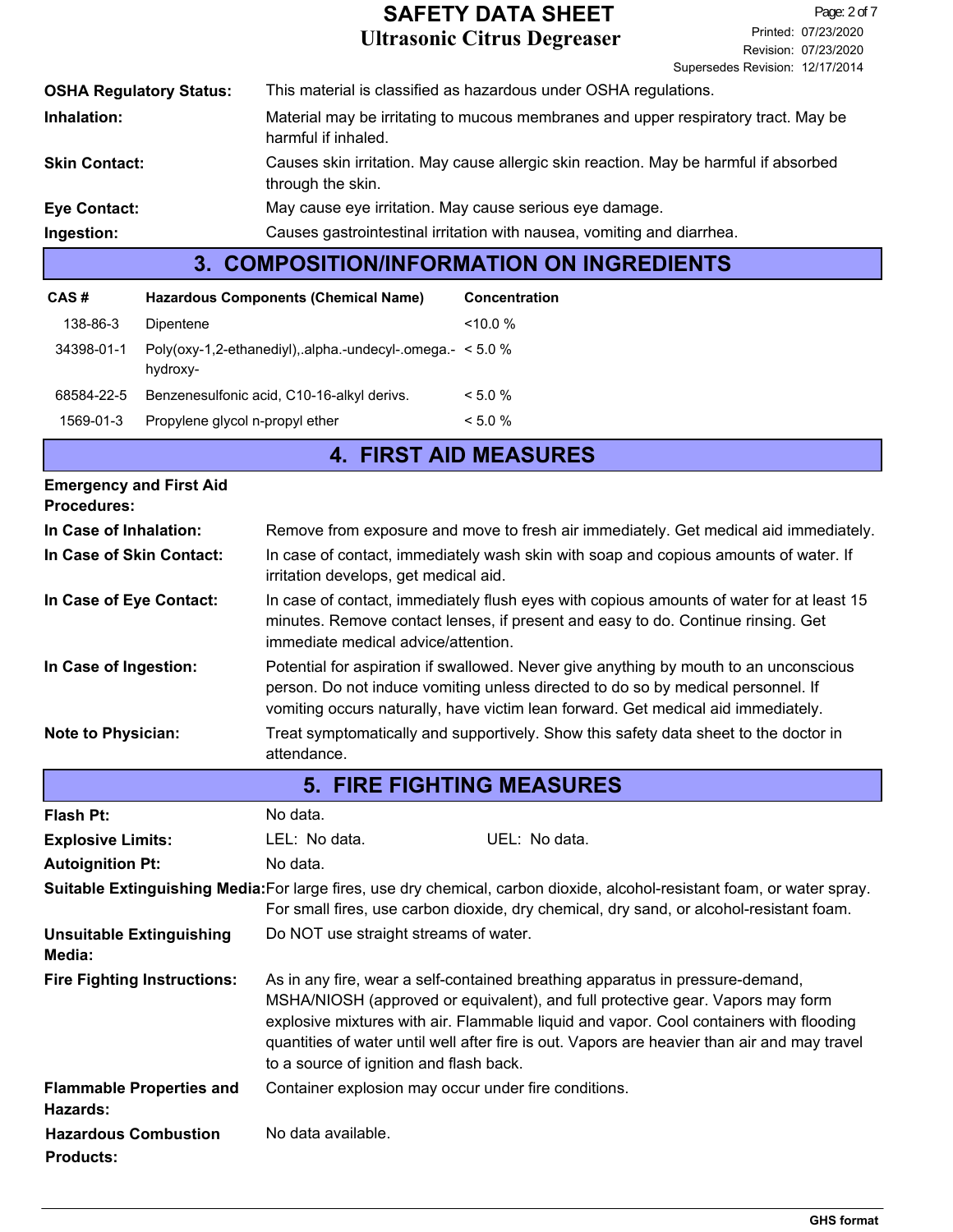**OSHA Regulatory Status:** This material is classified as hazardous under OSHA regulations.

**Inhalation:** Material may be irritating to mucous membranes and upper respiratory tract. May be harmful if inhaled.

**Skin Contact:** Causes skin irritation. May cause allergic skin reaction. May be harmful if absorbed through the skin.

**Eye Contact:** May cause eye irritation. May cause serious eye damage.

**Ingestion:** Causes gastrointestinal irritation with nausea, vomiting and diarrhea.

## 3. COMPOSITION/INFORMATION ON INGREDIENTS

| CAS # | Hazardous Components (Chemical Name) | Concentration |
|---|---|---|
| 138-86-3 | Dipentene | <10.0 % |
| 34398-01-1 | Poly(oxy-1,2-ethanediyl),.alpha.-undecyl-.omega.-hydroxy- | < 5.0 % |
| 68584-22-5 | Benzenesulfonic acid, C10-16-alkyl derivs. | < 5.0 % |
| 1569-01-3 | Propylene glycol n-propyl ether | < 5.0 % |

## 4. FIRST AID MEASURES

**Emergency and First Aid Procedures:**

**In Case of Inhalation:** Remove from exposure and move to fresh air immediately. Get medical aid immediately.

**In Case of Skin Contact:** In case of contact, immediately wash skin with soap and copious amounts of water. If irritation develops, get medical aid.

**In Case of Eye Contact:** In case of contact, immediately flush eyes with copious amounts of water for at least 15 minutes. Remove contact lenses, if present and easy to do. Continue rinsing. Get immediate medical advice/attention.

**In Case of Ingestion:** Potential for aspiration if swallowed. Never give anything by mouth to an unconscious person. Do not induce vomiting unless directed to do so by medical personnel. If vomiting occurs naturally, have victim lean forward. Get medical aid immediately.

**Note to Physician:** Treat symptomatically and supportively. Show this safety data sheet to the doctor in attendance.

## 5. FIRE FIGHTING MEASURES

**Flash Pt:** No data.

**Explosive Limits:** LEL: No data. UEL: No data.

**Autoignition Pt:** No data.

**Suitable Extinguishing Media:** For large fires, use dry chemical, carbon dioxide, alcohol-resistant foam, or water spray. For small fires, use carbon dioxide, dry chemical, dry sand, or alcohol-resistant foam.

**Unsuitable Extinguishing Media:** Do NOT use straight streams of water.

**Fire Fighting Instructions:** As in any fire, wear a self-contained breathing apparatus in pressure-demand, MSHA/NIOSH (approved or equivalent), and full protective gear. Vapors may form explosive mixtures with air. Flammable liquid and vapor. Cool containers with flooding quantities of water until well after fire is out. Vapors are heavier than air and may travel to a source of ignition and flash back.

**Flammable Properties and Hazards:** Container explosion may occur under fire conditions.

**Hazardous Combustion Products:** No data available.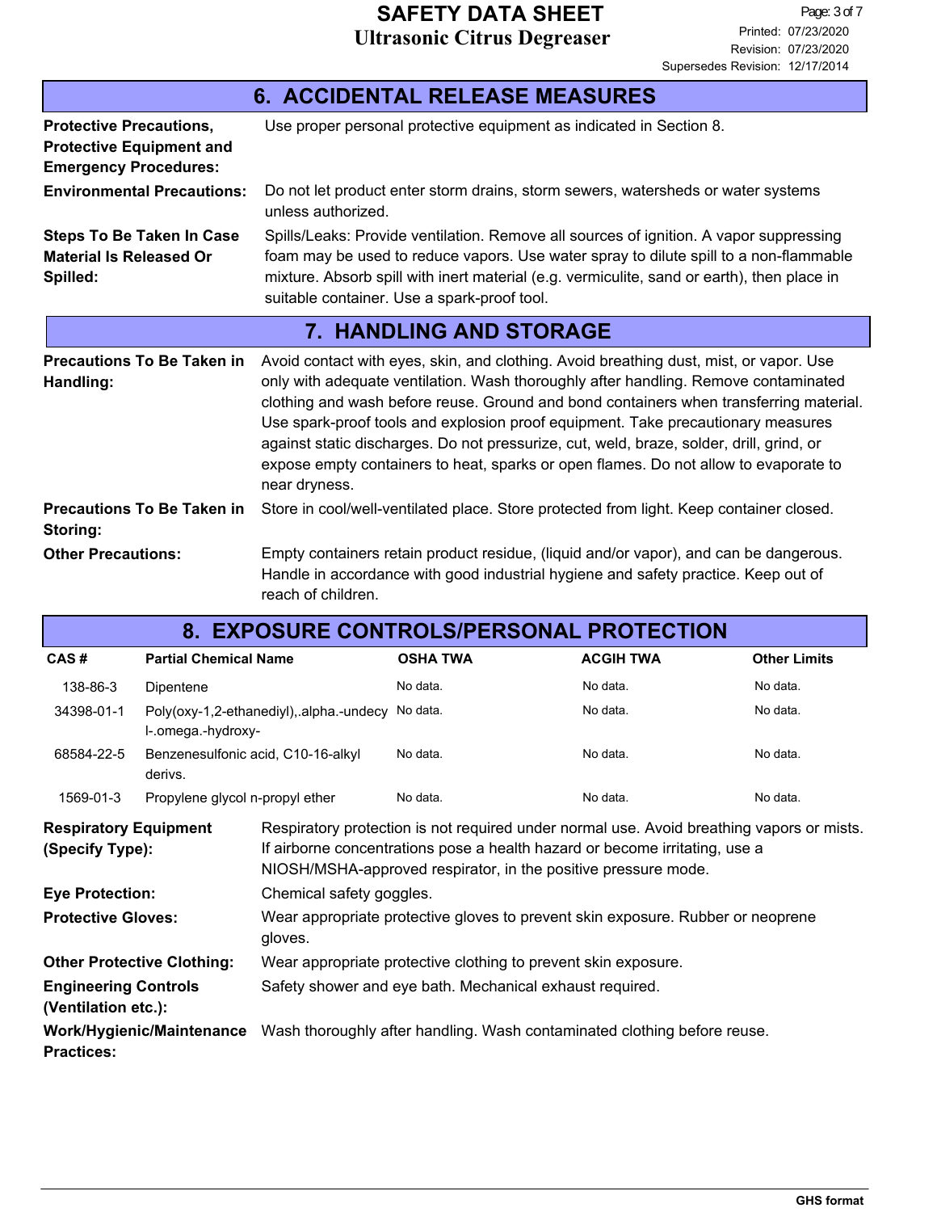## 6. ACCIDENTAL RELEASE MEASURES

**Protective Precautions, Protective Equipment and Emergency Procedures:** Use proper personal protective equipment as indicated in Section 8.

**Environmental Precautions:** Do not let product enter storm drains, storm sewers, watersheds or water systems unless authorized.

**Steps To Be Taken In Case Material Is Released Or Spilled:** Spills/Leaks: Provide ventilation. Remove all sources of ignition. A vapor suppressing foam may be used to reduce vapors. Use water spray to dilute spill to a non-flammable mixture. Absorb spill with inert material (e.g. vermiculite, sand or earth), then place in suitable container. Use a spark-proof tool.

## 7. HANDLING AND STORAGE

**Precautions To Be Taken in Handling:** Avoid contact with eyes, skin, and clothing. Avoid breathing dust, mist, or vapor. Use only with adequate ventilation. Wash thoroughly after handling. Remove contaminated clothing and wash before reuse. Ground and bond containers when transferring material. Use spark-proof tools and explosion proof equipment. Take precautionary measures against static discharges. Do not pressurize, cut, weld, braze, solder, drill, grind, or expose empty containers to heat, sparks or open flames. Do not allow to evaporate to near dryness.

**Precautions To Be Taken in Storing:** Store in cool/well-ventilated place. Store protected from light. Keep container closed.

**Other Precautions:** Empty containers retain product residue, (liquid and/or vapor), and can be dangerous. Handle in accordance with good industrial hygiene and safety practice. Keep out of reach of children.

## 8. EXPOSURE CONTROLS/PERSONAL PROTECTION

| CAS # | Partial Chemical Name | OSHA TWA | ACGIH TWA | Other Limits |
|---|---|---|---|---|
| 138-86-3 | Dipentene | No data. | No data. | No data. |
| 34398-01-1 | Poly(oxy-1,2-ethanediyl),.alpha.-undecyl-.omega.-hydroxy- | No data. | No data. | No data. |
| 68584-22-5 | Benzenesulfonic acid, C10-16-alkyl derivs. | No data. | No data. | No data. |
| 1569-01-3 | Propylene glycol n-propyl ether | No data. | No data. | No data. |

**Respiratory Equipment (Specify Type):** Respiratory protection is not required under normal use. Avoid breathing vapors or mists. If airborne concentrations pose a health hazard or become irritating, use a NIOSH/MSHA-approved respirator, in the positive pressure mode.

**Eye Protection:** Chemical safety goggles.

**Protective Gloves:** Wear appropriate protective gloves to prevent skin exposure. Rubber or neoprene gloves.

**Other Protective Clothing:** Wear appropriate protective clothing to prevent skin exposure.

**Engineering Controls (Ventilation etc.):** Safety shower and eye bath. Mechanical exhaust required.

**Work/Hygienic/Maintenance Practices:** Wash thoroughly after handling. Wash contaminated clothing before reuse.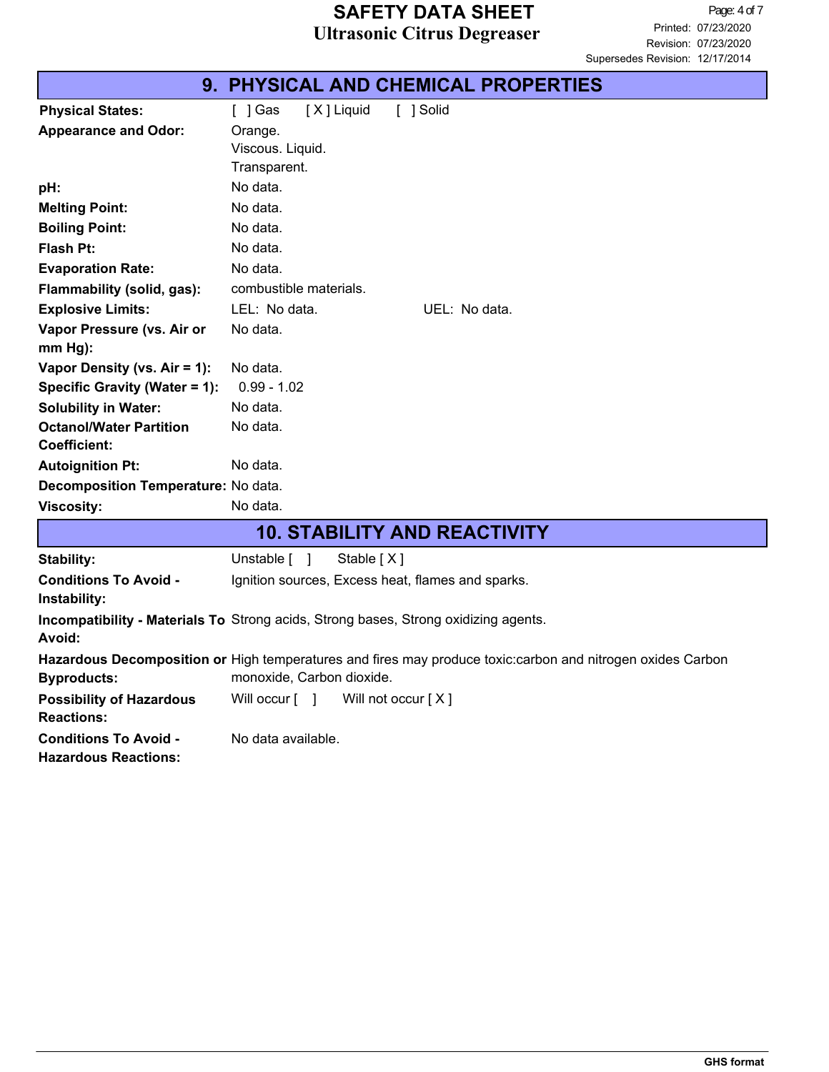## 9. PHYSICAL AND CHEMICAL PROPERTIES

| | |
|---|---|
| **Physical States:** | [ ] Gas [ X ] Liquid [ ] Solid |
| **Appearance and Odor:** | Orange.<br>Viscous. Liquid.<br>Transparent. |
| **pH:** | No data. |
| **Melting Point:** | No data. |
| **Boiling Point:** | No data. |
| **Flash Pt:** | No data. |
| **Evaporation Rate:** | No data. |
| **Flammability (solid, gas):** | combustible materials. |
| **Explosive Limits:** | LEL: No data. UEL: No data. |
| **Vapor Pressure (vs. Air or mm Hg):** | No data. |
| **Vapor Density (vs. Air = 1):** | No data. |
| **Specific Gravity (Water = 1):** | 0.99 - 1.02 |
| **Solubility in Water:** | No data. |
| **Octanol/Water Partition Coefficient:** | No data. |
| **Autoignition Pt:** | No data. |
| **Decomposition Temperature:** | No data. |
| **Viscosity:** | No data. |

## 10. STABILITY AND REACTIVITY

| | |
|---|---|
| **Stability:** | Unstable [ ] Stable [ X ] |
| **Conditions To Avoid - Instability:** | Ignition sources, Excess heat, flames and sparks. |
| **Incompatibility - Materials To Avoid:** | Strong acids, Strong bases, Strong oxidizing agents. |
| **Hazardous Decomposition or Byproducts:** | High temperatures and fires may produce toxic:carbon and nitrogen oxides Carbon monoxide, Carbon dioxide. |
| **Possibility of Hazardous Reactions:** | Will occur [ ] Will not occur [ X ] |
| **Conditions To Avoid - Hazardous Reactions:** | No data available. |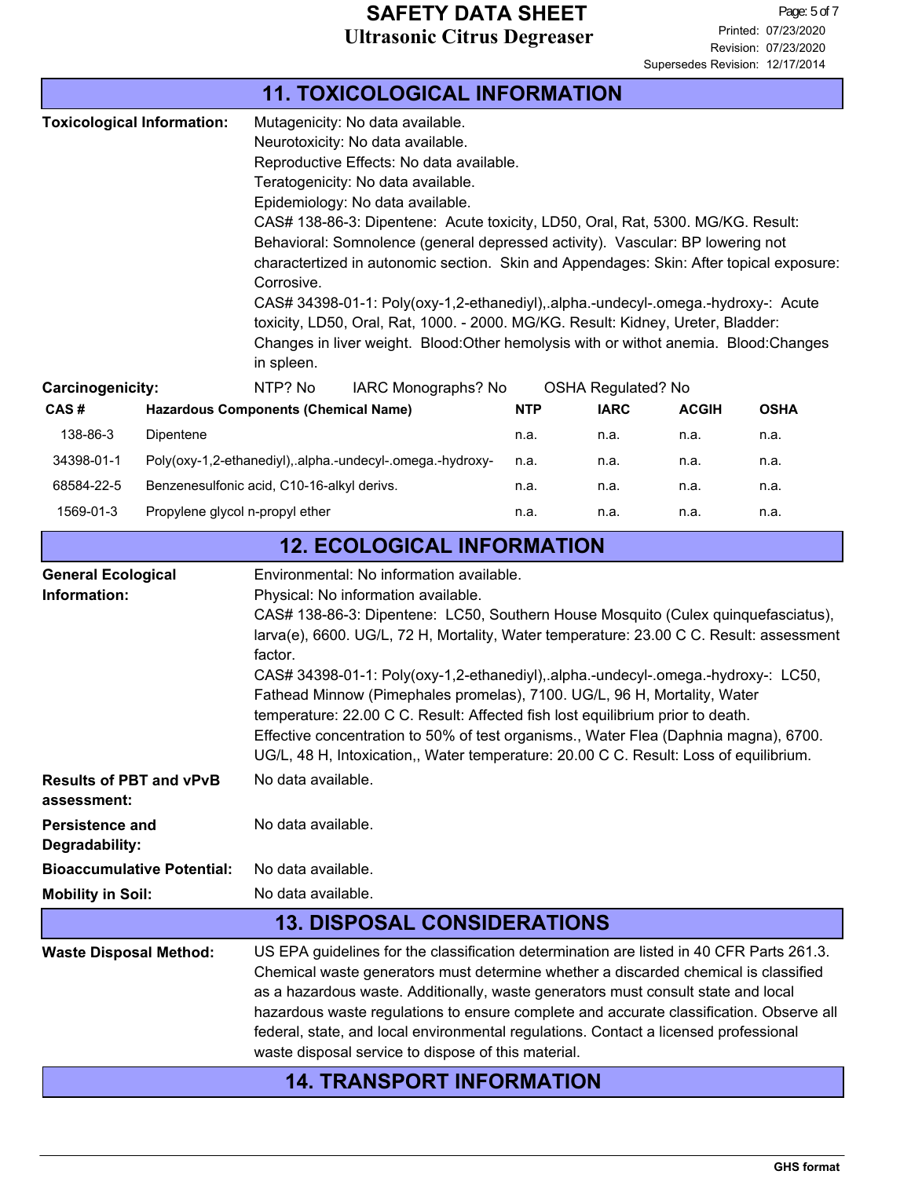## 11. TOXICOLOGICAL INFORMATION

**Toxicological Information:**

Mutagenicity: No data available.
Neurotoxicity: No data available.
Reproductive Effects: No data available.
Teratogenicity: No data available.
Epidemiology: No data available.
CAS# 138-86-3: Dipentene: Acute toxicity, LD50, Oral, Rat, 5300. MG/KG. Result: Behavioral: Somnolence (general depressed activity). Vascular: BP lowering not charactertized in autonomic section. Skin and Appendages: Skin: After topical exposure: Corrosive.
CAS# 34398-01-1: Poly(oxy-1,2-ethanediyl),.alpha.-undecyl-.omega.-hydroxy-: Acute toxicity, LD50, Oral, Rat, 1000. - 2000. MG/KG. Result: Kidney, Ureter, Bladder: Changes in liver weight. Blood:Other hemolysis with or withot anemia. Blood:Changes in spleen.

**Carcinogenicity:** NTP? No IARC Monographs? No OSHA Regulated? No

| CAS # | Hazardous Components (Chemical Name) | NTP | IARC | ACGIH | OSHA |
|---|---|---|---|---|---|
| 138-86-3 | Dipentene | n.a. | n.a. | n.a. | n.a. |
| 34398-01-1 | Poly(oxy-1,2-ethanediyl),.alpha.-undecyl-.omega.-hydroxy- | n.a. | n.a. | n.a. | n.a. |
| 68584-22-5 | Benzenesulfonic acid, C10-16-alkyl derivs. | n.a. | n.a. | n.a. | n.a. |
| 1569-01-3 | Propylene glycol n-propyl ether | n.a. | n.a. | n.a. | n.a. |

## 12. ECOLOGICAL INFORMATION

**General Ecological Information:**

Environmental: No information available.
Physical: No information available.
CAS# 138-86-3: Dipentene: LC50, Southern House Mosquito (Culex quinquefasciatus), larva(e), 6600. UG/L, 72 H, Mortality, Water temperature: 23.00 C C. Result: assessment factor.
CAS# 34398-01-1: Poly(oxy-1,2-ethanediyl),.alpha.-undecyl-.omega.-hydroxy-: LC50, Fathead Minnow (Pimephales promelas), 7100. UG/L, 96 H, Mortality, Water temperature: 22.00 C C. Result: Affected fish lost equilibrium prior to death.
Effective concentration to 50% of test organisms., Water Flea (Daphnia magna), 6700. UG/L, 48 H, Intoxication,, Water temperature: 20.00 C C. Result: Loss of equilibrium.

**Results of PBT and vPvB assessment:** No data available.

**Persistence and Degradability:** No data available.

**Bioaccumulative Potential:** No data available.

**Mobility in Soil:** No data available.

## 13. DISPOSAL CONSIDERATIONS

**Waste Disposal Method:** US EPA guidelines for the classification determination are listed in 40 CFR Parts 261.3. Chemical waste generators must determine whether a discarded chemical is classified as a hazardous waste. Additionally, waste generators must consult state and local hazardous waste regulations to ensure complete and accurate classification. Observe all federal, state, and local environmental regulations. Contact a licensed professional waste disposal service to dispose of this material.

## 14. TRANSPORT INFORMATION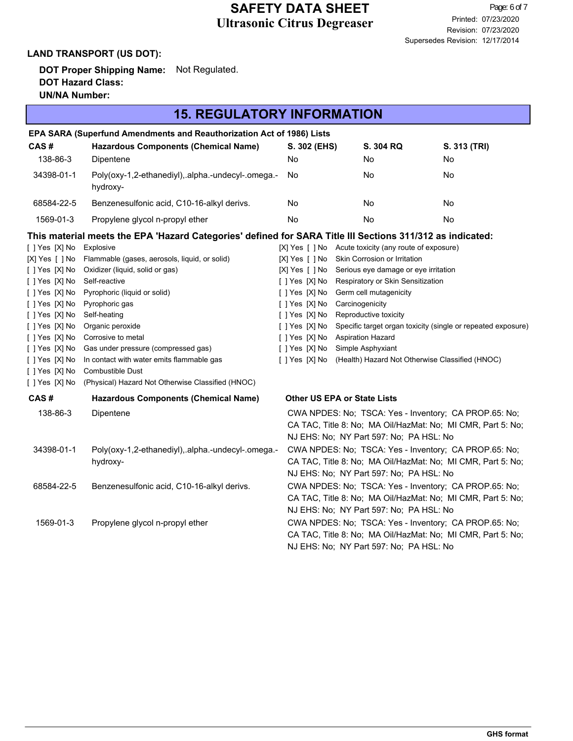**LAND TRANSPORT (US DOT):**

**DOT Proper Shipping Name:** Not Regulated.
**DOT Hazard Class:**
**UN/NA Number:**

## 15. REGULATORY INFORMATION

**EPA SARA (Superfund Amendments and Reauthorization Act of 1986) Lists**

| CAS # | Hazardous Components (Chemical Name) | S. 302 (EHS) | S. 304 RQ | S. 313 (TRI) |
|---|---|---|---|---|
| 138-86-3 | Dipentene | No | No | No |
| 34398-01-1 | Poly(oxy-1,2-ethanediyl),.alpha.-undecyl-.omega.-hydroxy- | No | No | No |
| 68584-22-5 | Benzenesulfonic acid, C10-16-alkyl derivs. | No | No | No |
| 1569-01-3 | Propylene glycol n-propyl ether | No | No | No |

**This material meets the EPA 'Hazard Categories' defined for SARA Title III Sections 311/312 as indicated:**

[ ] Yes [X] No Explosive
[X] Yes [ ] No Flammable (gases, aerosols, liquid, or solid)
[ ] Yes [X] No Oxidizer (liquid, solid or gas)
[ ] Yes [X] No Self-reactive
[ ] Yes [X] No Pyrophoric (liquid or solid)
[ ] Yes [X] No Pyrophoric gas
[ ] Yes [X] No Self-heating
[ ] Yes [X] No Organic peroxide
[ ] Yes [X] No Corrosive to metal
[ ] Yes [X] No Gas under pressure (compressed gas)
[ ] Yes [X] No In contact with water emits flammable gas
[ ] Yes [X] No Combustible Dust
[ ] Yes [X] No (Physical) Hazard Not Otherwise Classified (HNOC)
[X] Yes [ ] No Acute toxicity (any route of exposure)
[X] Yes [ ] No Skin Corrosion or Irritation
[X] Yes [ ] No Serious eye damage or eye irritation
[ ] Yes [X] No Respiratory or Skin Sensitization
[ ] Yes [X] No Germ cell mutagenicity
[ ] Yes [X] No Carcinogenicity
[ ] Yes [X] No Reproductive toxicity
[ ] Yes [X] No Specific target organ toxicity (single or repeated exposure)
[ ] Yes [X] No Aspiration Hazard
[ ] Yes [X] No Simple Asphyxiant
[ ] Yes [X] No (Health) Hazard Not Otherwise Classified (HNOC)

| CAS # | Hazardous Components (Chemical Name) | Other US EPA or State Lists |
|---|---|---|
| 138-86-3 | Dipentene | CWA NPDES: No; TSCA: Yes - Inventory; CA PROP.65: No; CA TAC, Title 8: No; MA Oil/HazMat: No; MI CMR, Part 5: No; NJ EHS: No; NY Part 597: No; PA HSL: No |
| 34398-01-1 | Poly(oxy-1,2-ethanediyl),.alpha.-undecyl-.omega.-hydroxy- | CWA NPDES: No; TSCA: Yes - Inventory; CA PROP.65: No; CA TAC, Title 8: No; MA Oil/HazMat: No; MI CMR, Part 5: No; NJ EHS: No; NY Part 597: No; PA HSL: No |
| 68584-22-5 | Benzenesulfonic acid, C10-16-alkyl derivs. | CWA NPDES: No; TSCA: Yes - Inventory; CA PROP.65: No; CA TAC, Title 8: No; MA Oil/HazMat: No; MI CMR, Part 5: No; NJ EHS: No; NY Part 597: No; PA HSL: No |
| 1569-01-3 | Propylene glycol n-propyl ether | CWA NPDES: No; TSCA: Yes - Inventory; CA PROP.65: No; CA TAC, Title 8: No; MA Oil/HazMat: No; MI CMR, Part 5: No; NJ EHS: No; NY Part 597: No; PA HSL: No |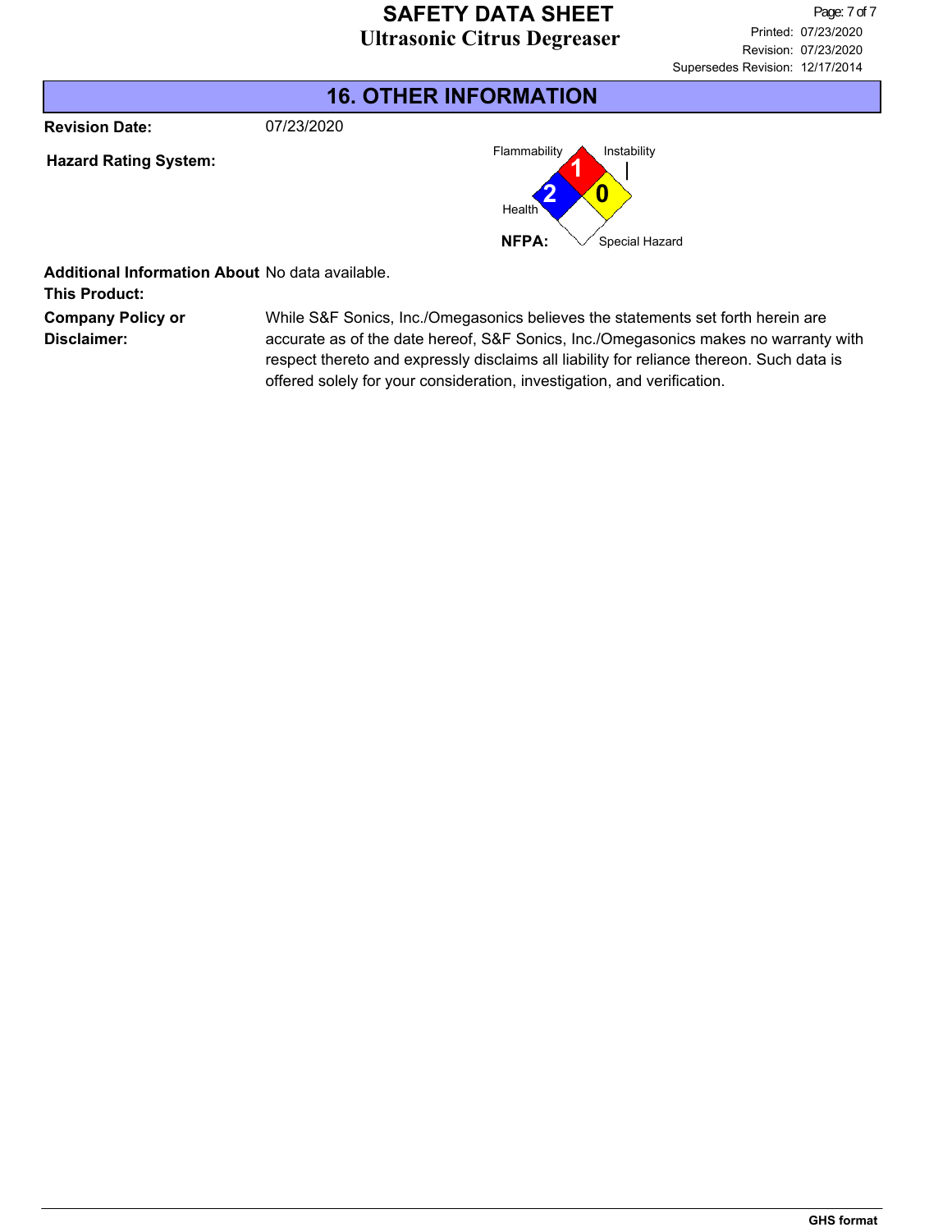## 16. OTHER INFORMATION

**Revision Date:** 07/23/2020

**Hazard Rating System:**

NFPA:
Flammability 1
Health 2
Instability 0
Special Hazard

**Additional Information About This Product:** No data available.

**Company Policy or Disclaimer:** While S&F Sonics, Inc./Omegasonics believes the statements set forth herein are accurate as of the date hereof, S&F Sonics, Inc./Omegasonics makes no warranty with respect thereto and expressly disclaims all liability for reliance thereon. Such data is offered solely for your consideration, investigation, and verification.